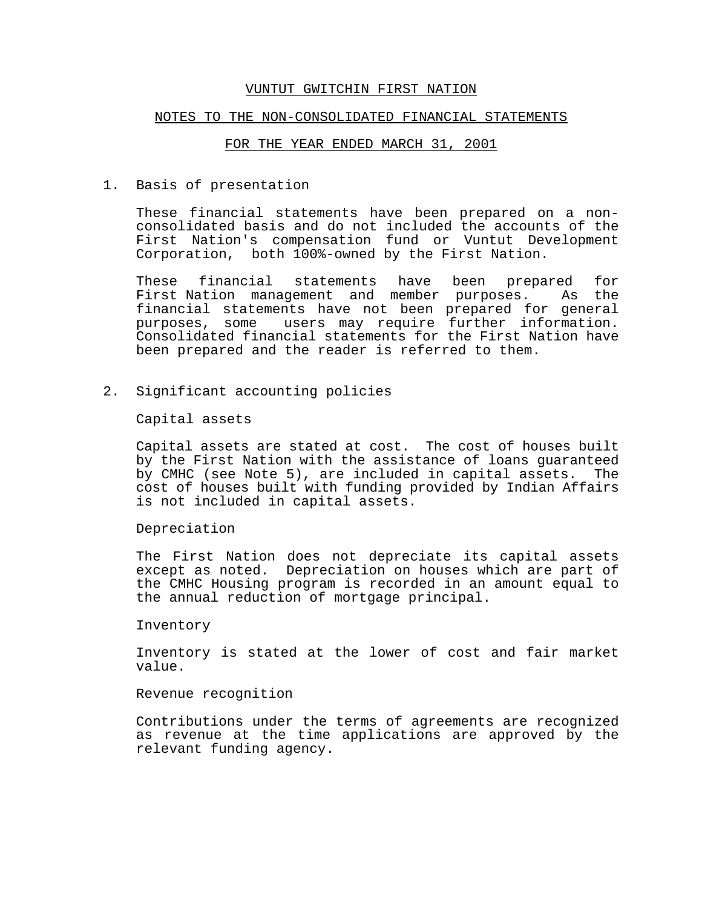# VUNTUT GWITCHIN FIRST NATION

## NOTES TO THE NON-CONSOLIDATED FINANCIAL STATEMENTS

## FOR THE YEAR ENDED MARCH 31, 2001

1. Basis of presentation

   These financial statements have been prepared on a non-consolidated basis and do not included the accounts of the First Nation's compensation fund or Vuntut Development Corporation, both 100%-owned by the First Nation.

   These financial statements have been prepared for First Nation management and member purposes. As the financial statements have not been prepared for general purposes, some users may require further information. Consolidated financial statements for the First Nation have been prepared and the reader is referred to them.

2. Significant accounting policies

   Capital assets

   Capital assets are stated at cost. The cost of houses built by the First Nation with the assistance of loans guaranteed by CMHC (see Note 5), are included in capital assets. The cost of houses built with funding provided by Indian Affairs is not included in capital assets.

   Depreciation

   The First Nation does not depreciate its capital assets except as noted. Depreciation on houses which are part of the CMHC Housing program is recorded in an amount equal to the annual reduction of mortgage principal.

   Inventory

   Inventory is stated at the lower of cost and fair market value.

   Revenue recognition

   Contributions under the terms of agreements are recognized as revenue at the time applications are approved by the relevant funding agency.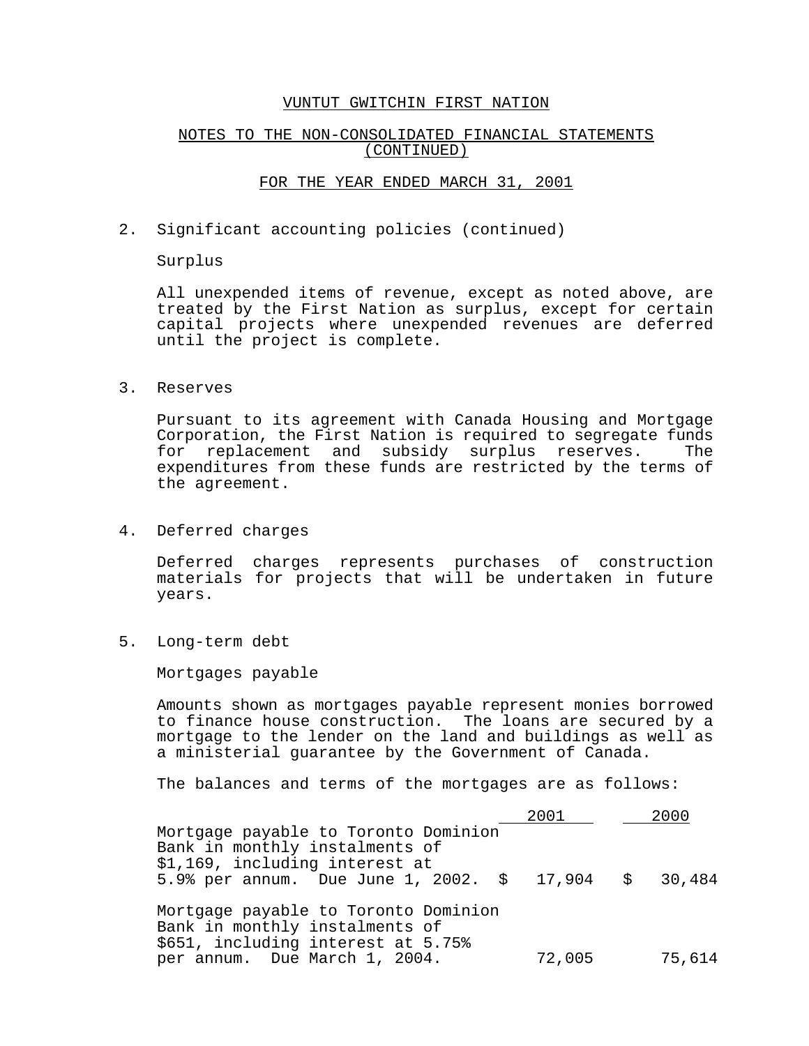# VUNTUT GWITCHIN FIRST NATION

## NOTES TO THE NON-CONSOLIDATED FINANCIAL STATEMENTS (CONTINUED)

## FOR THE YEAR ENDED MARCH 31, 2001

2. Significant accounting policies (continued)

   Surplus

   All unexpended items of revenue, except as noted above, are treated by the First Nation as surplus, except for certain capital projects where unexpended revenues are deferred until the project is complete.

3. Reserves

   Pursuant to its agreement with Canada Housing and Mortgage Corporation, the First Nation is required to segregate funds for replacement and subsidy surplus reserves. The expenditures from these funds are restricted by the terms of the agreement.

4. Deferred charges

   Deferred charges represents purchases of construction materials for projects that will be undertaken in future years.

5. Long-term debt

   Mortgages payable

   Amounts shown as mortgages payable represent monies borrowed to finance house construction. The loans are secured by a mortgage to the lender on the land and buildings as well as a ministerial guarantee by the Government of Canada.

   The balances and terms of the mortgages are as follows:

| | 2001 | 2000 |
|---|---|---|
| Mortgage payable to Toronto Dominion Bank in monthly instalments of $1,169, including interest at 5.9% per annum. Due June 1, 2002. | $ 17,904 | $ 30,484 |
| Mortgage payable to Toronto Dominion Bank in monthly instalments of $651, including interest at 5.75% per annum. Due March 1, 2004. | 72,005 | 75,614 |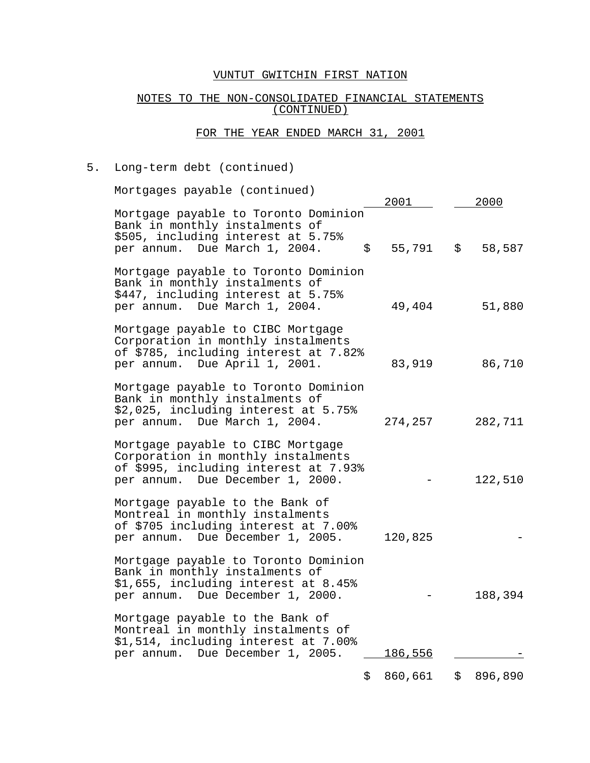# VUNTUT GWITCHIN FIRST NATION

## NOTES TO THE NON-CONSOLIDATED FINANCIAL STATEMENTS (CONTINUED)

## FOR THE YEAR ENDED MARCH 31, 2001

5. Long-term debt (continued)

Mortgages payable (continued)

| | 2001 | 2000 |
|---|---|---|
| Mortgage payable to Toronto Dominion Bank in monthly instalments of $505, including interest at 5.75% per annum. Due March 1, 2004. | $ 55,791 | $ 58,587 |
| Mortgage payable to Toronto Dominion Bank in monthly instalments of $447, including interest at 5.75% per annum. Due March 1, 2004. | 49,404 | 51,880 |
| Mortgage payable to CIBC Mortgage Corporation in monthly instalments of $785, including interest at 7.82% per annum. Due April 1, 2001. | 83,919 | 86,710 |
| Mortgage payable to Toronto Dominion Bank in monthly instalments of $2,025, including interest at 5.75% per annum. Due March 1, 2004. | 274,257 | 282,711 |
| Mortgage payable to CIBC Mortgage Corporation in monthly instalments of $995, including interest at 7.93% per annum. Due December 1, 2000. | - | 122,510 |
| Mortgage payable to the Bank of Montreal in monthly instalments of $705 including interest at 7.00% per annum. Due December 1, 2005. | 120,825 | - |
| Mortgage payable to Toronto Dominion Bank in monthly instalments of $1,655, including interest at 8.45% per annum. Due December 1, 2000. | - | 188,394 |
| Mortgage payable to the Bank of Montreal in monthly instalments of $1,514, including interest at 7.00% per annum. Due December 1, 2005. | 186,556 | - |
| | $ 860,661 | $ 896,890 |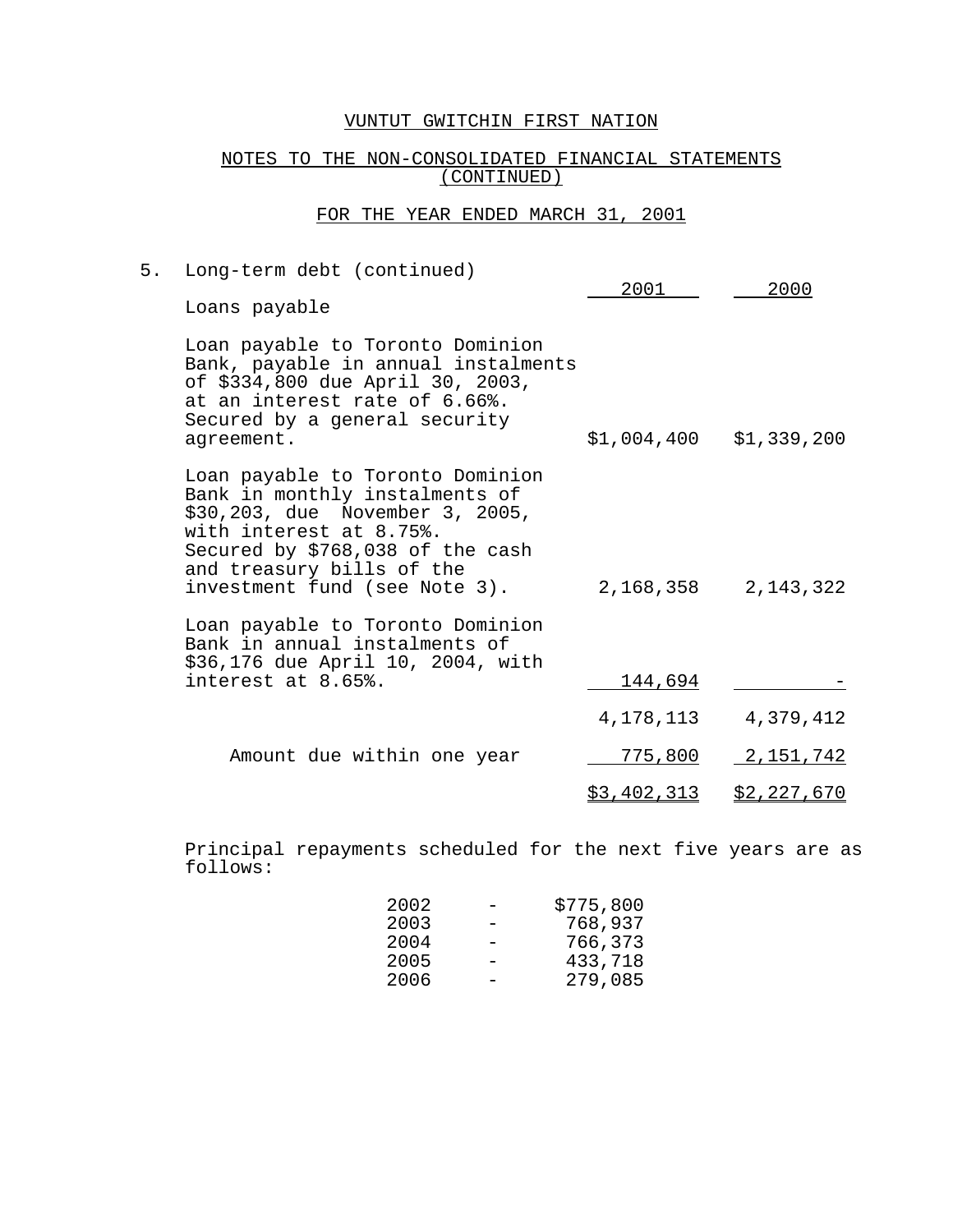# VUNTUT GWITCHIN FIRST NATION

## NOTES TO THE NON-CONSOLIDATED FINANCIAL STATEMENTS (CONTINUED)

### FOR THE YEAR ENDED MARCH 31, 2001

5. Long-term debt (continued)

| Loans payable | 2001 | 2000 |
|---|---|---|
| Loan payable to Toronto Dominion Bank, payable in annual instalments of $334,800 due April 30, 2003, at an interest rate of 6.66%. Secured by a general security agreement. | $1,004,400 | $1,339,200 |
| Loan payable to Toronto Dominion Bank in monthly instalments of $30,203, due November 3, 2005, with interest at 8.75%. Secured by $768,038 of the cash and treasury bills of the investment fund (see Note 3). | 2,168,358 | 2,143,322 |
| Loan payable to Toronto Dominion Bank in annual instalments of $36,176 due April 10, 2004, with interest at 8.65%. | 144,694 | - |
| | 4,178,113 | 4,379,412 |
| Amount due within one year | 775,800 | 2,151,742 |
| | $3,402,313 | $2,227,670 |

Principal repayments scheduled for the next five years are as follows:

| | | |
|---|---|---|
| 2002 | - | $775,800 |
| 2003 | - | 768,937 |
| 2004 | - | 766,373 |
| 2005 | - | 433,718 |
| 2006 | - | 279,085 |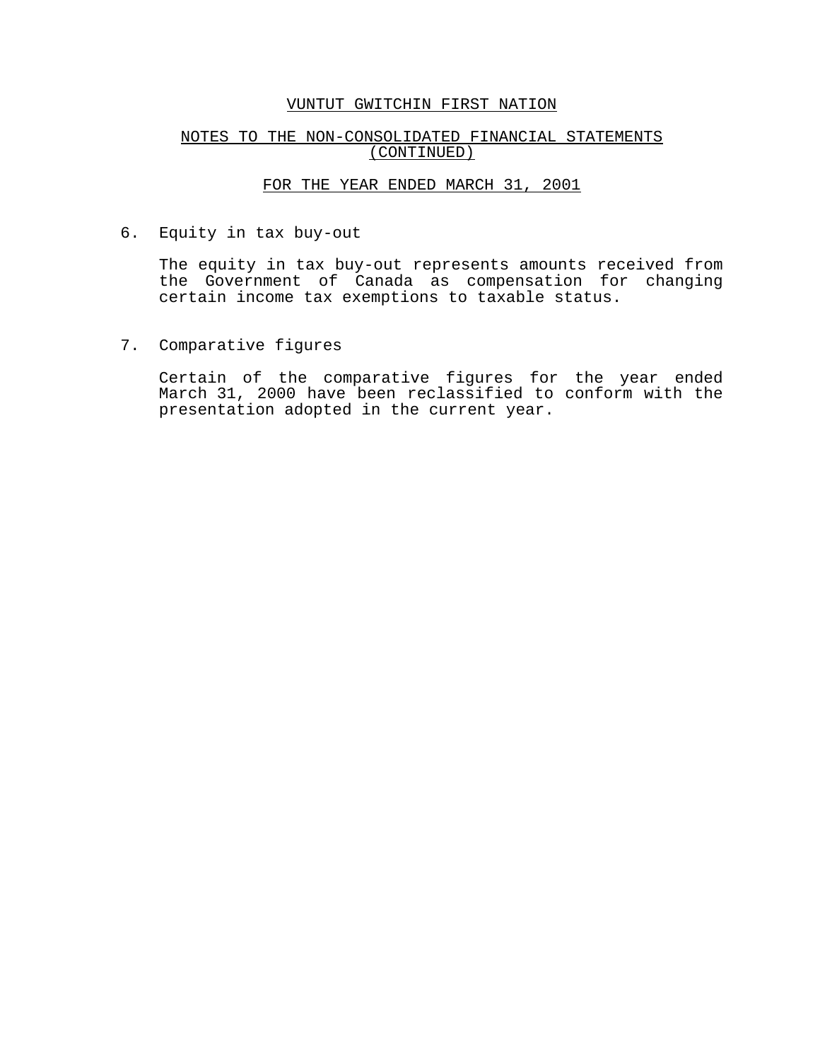VUNTUT GWITCHIN FIRST NATION

NOTES TO THE NON-CONSOLIDATED FINANCIAL STATEMENTS (CONTINUED)

FOR THE YEAR ENDED MARCH 31, 2001

6. Equity in tax buy-out

   The equity in tax buy-out represents amounts received from the Government of Canada as compensation for changing certain income tax exemptions to taxable status.

7. Comparative figures

   Certain of the comparative figures for the year ended March 31, 2000 have been reclassified to conform with the presentation adopted in the current year.